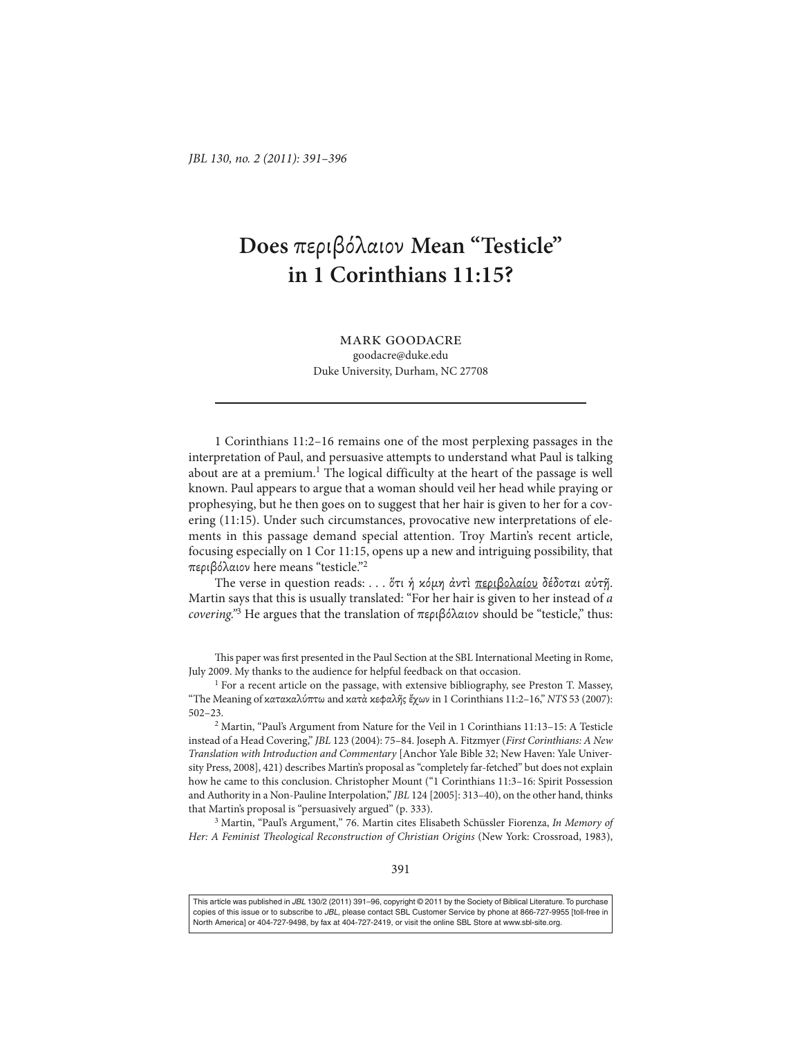# Does περιβόλαιον Mean "Testicle" in 1 Corinthians 11:15?

MARK GOODACRE
goodacre@duke.edu
Duke University, Durham, NC 27708

---

1 Corinthians 11:2–16 remains one of the most perplexing passages in the interpretation of Paul, and persuasive attempts to understand what Paul is talking about are at a premium.[1] The logical difficulty at the heart of the passage is well known. Paul appears to argue that a woman should veil her head while praying or prophesying, but he then goes on to suggest that her hair is given to her for a covering (11:15). Under such circumstances, provocative new interpretations of elements in this passage demand special attention. Troy Martin's recent article, focusing especially on 1 Cor 11:15, opens up a new and intriguing possibility, that περιβόλαιον here means "testicle."[2]

The verse in question reads: . . . ὅτι ἡ κόμη ἀντὶ <u>περιβολαίου</u> δέδοται αὐτῇ. Martin says that this is usually translated: "For her hair is given to her instead of *a covering*."[3] He argues that the translation of περιβόλαιον should be "testicle," thus:

This paper was first presented in the Paul Section at the SBL International Meeting in Rome, July 2009. My thanks to the audience for helpful feedback on that occasion.

[1] For a recent article on the passage, with extensive bibliography, see Preston T. Massey, "The Meaning of κατακαλύπτω and κατὰ κεφαλῆς ἔχων in 1 Corinthians 11:2–16," *NTS* 53 (2007): 502–23.

[2] Martin, "Paul's Argument from Nature for the Veil in 1 Corinthians 11:13–15: A Testicle instead of a Head Covering," *JBL* 123 (2004): 75–84. Joseph A. Fitzmyer (*First Corinthians: A New Translation with Introduction and Commentary* [Anchor Yale Bible 32; New Haven: Yale University Press, 2008], 421) describes Martin's proposal as "completely far-fetched" but does not explain how he came to this conclusion. Christopher Mount ("1 Corinthians 11:3–16: Spirit Possession and Authority in a Non-Pauline Interpolation," *JBL* 124 [2005]: 313–40), on the other hand, thinks that Martin's proposal is "persuasively argued" (p. 333).

[3] Martin, "Paul's Argument," 76. Martin cites Elisabeth Schüssler Fiorenza, *In Memory of Her: A Feminist Theological Reconstruction of Christian Origins* (New York: Crossroad, 1983),

This article was published in *JBL* 130/2 (2011) 391–96, copyright © 2011 by the Society of Biblical Literature. To purchase copies of this issue or to subscribe to *JBL*, please contact SBL Customer Service by phone at 866-727-9955 [toll-free in North America] or 404-727-9498, by fax at 404-727-2419, or visit the online SBL Store at www.sbl-site.org.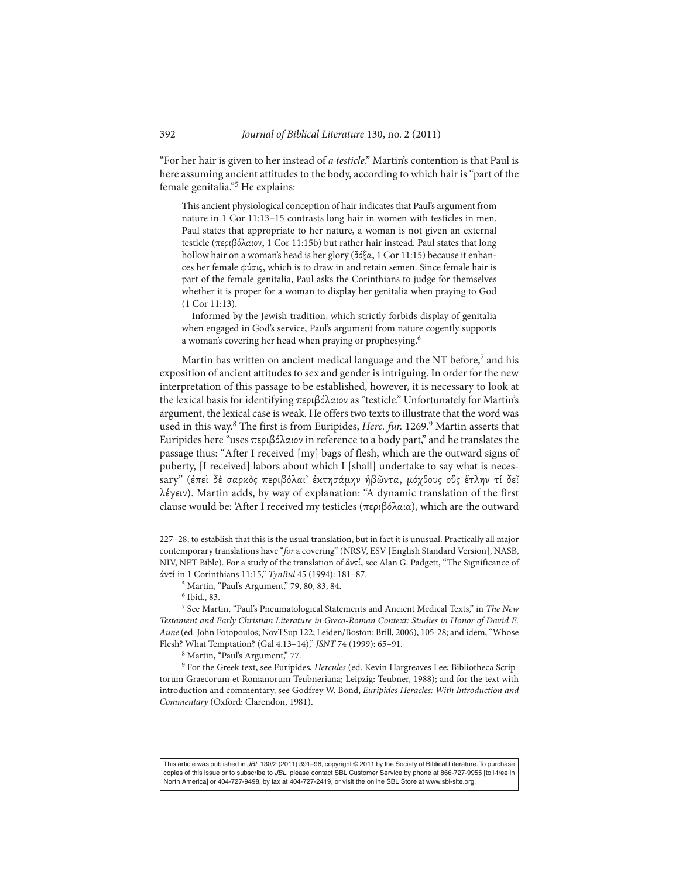"For her hair is given to her instead of *a testicle*." Martin's contention is that Paul is here assuming ancient attitudes to the body, according to which hair is "part of the female genitalia."[5] He explains:

> This ancient physiological conception of hair indicates that Paul's argument from nature in 1 Cor 11:13–15 contrasts long hair in women with testicles in men. Paul states that appropriate to her nature, a woman is not given an external testicle (περιβόλαιον, 1 Cor 11:15b) but rather hair instead. Paul states that long hollow hair on a woman's head is her glory (δόξα, 1 Cor 11:15) because it enhances her female φύσις, which is to draw in and retain semen. Since female hair is part of the female genitalia, Paul asks the Corinthians to judge for themselves whether it is proper for a woman to display her genitalia when praying to God (1 Cor 11:13).
>
> Informed by the Jewish tradition, which strictly forbids display of genitalia when engaged in God's service, Paul's argument from nature cogently supports a woman's covering her head when praying or prophesying.[6]

Martin has written on ancient medical language and the NT before,[7] and his exposition of ancient attitudes to sex and gender is intriguing. In order for the new interpretation of this passage to be established, however, it is necessary to look at the lexical basis for identifying περιβόλαιον as "testicle." Unfortunately for Martin's argument, the lexical case is weak. He offers two texts to illustrate that the word was used in this way.[8] The first is from Euripides, *Herc. fur.* 1269.[9] Martin asserts that Euripides here "uses περιβόλαιον in reference to a body part," and he translates the passage thus: "After I received [my] bags of flesh, which are the outward signs of puberty, [I received] labors about which I [shall] undertake to say what is necessary" (ἐπεὶ δὲ σαρκὸς περιβόλαι' ἐκτησάμην ἡβῶντα, μόχθους οὓς ἔτλην τί δεῖ λέγειν). Martin adds, by way of explanation: "A dynamic translation of the first clause would be: 'After I received my testicles (περιβόλαια), which are the outward

---

227–28, to establish that this is the usual translation, but in fact it is unusual. Practically all major contemporary translations have "*for* a covering" (NRSV, ESV [English Standard Version], NASB, NIV, NET Bible). For a study of the translation of ἀντί, see Alan G. Padgett, "The Significance of ἀντί in 1 Corinthians 11:15," *TynBul* 45 (1994): 181–87.

[5] Martin, "Paul's Argument," 79, 80, 83, 84.

[6] Ibid., 83.

[7] See Martin, "Paul's Pneumatological Statements and Ancient Medical Texts," in *The New Testament and Early Christian Literature in Greco-Roman Context: Studies in Honor of David E. Aune* (ed. John Fotopoulos; NovTSup 122; Leiden/Boston: Brill, 2006), 105-28; and idem, "Whose Flesh? What Temptation? (Gal 4.13–14)," *JSNT* 74 (1999): 65–91.

[8] Martin, "Paul's Argument," 77.

[9] For the Greek text, see Euripides, *Hercules* (ed. Kevin Hargreaves Lee; Bibliotheca Scriptorum Graecorum et Romanorum Teubneriana; Leipzig: Teubner, 1988); and for the text with introduction and commentary, see Godfrey W. Bond, *Euripides Heracles: With Introduction and Commentary* (Oxford: Clarendon, 1981).

This article was published in *JBL* 130/2 (2011) 391–96, copyright © 2011 by the Society of Biblical Literature. To purchase copies of this issue or to subscribe to *JBL*, please contact SBL Customer Service by phone at 866-727-9955 [toll-free in North America] or 404-727-9498, by fax at 404-727-2419, or visit the online SBL Store at www.sbl-site.org.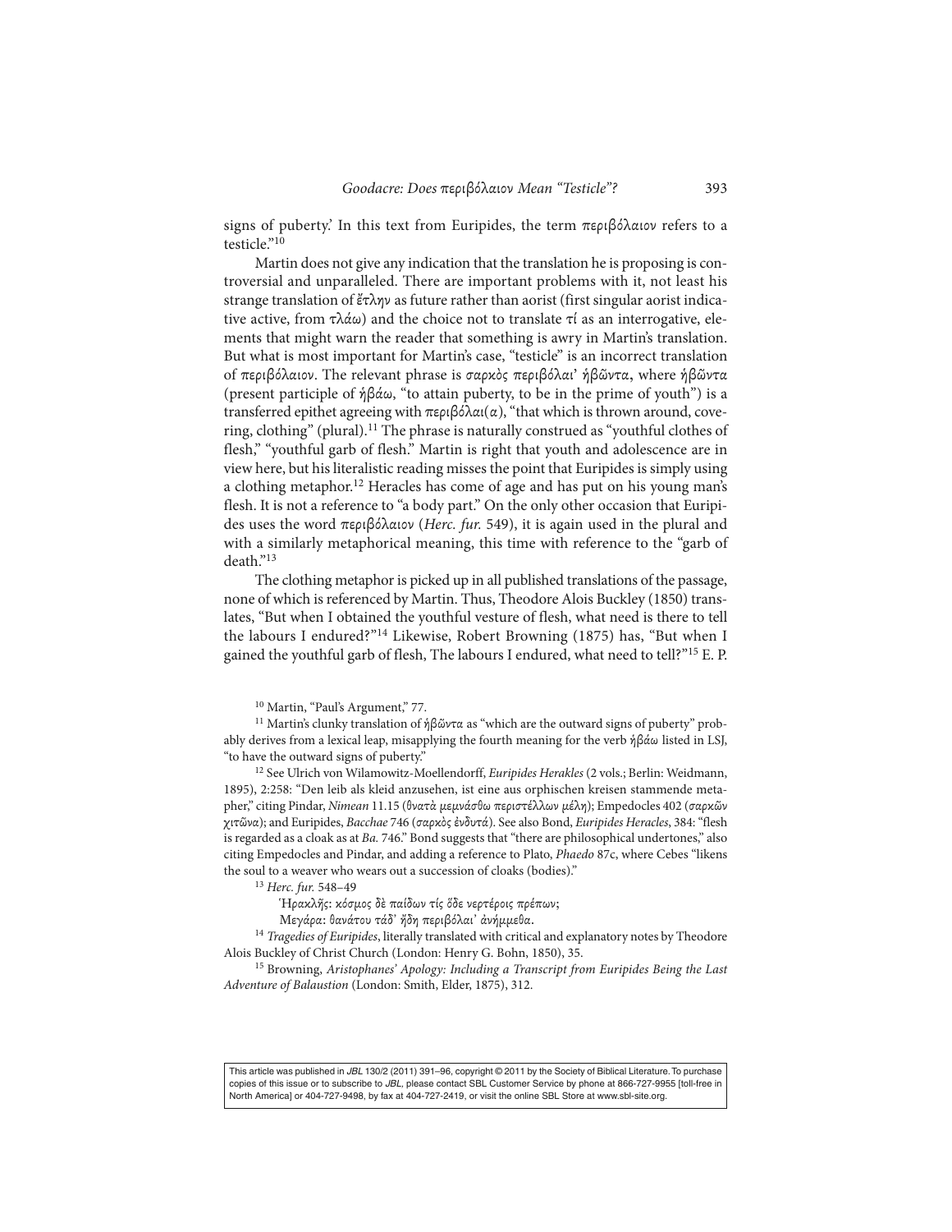signs of puberty.' In this text from Euripides, the term περιβόλαιον refers to a testicle."[10]

Martin does not give any indication that the translation he is proposing is controversial and unparalleled. There are important problems with it, not least his strange translation of ἔτλην as future rather than aorist (first singular aorist indicative active, from τλάω) and the choice not to translate τί as an interrogative, elements that might warn the reader that something is awry in Martin's translation. But what is most important for Martin's case, "testicle" is an incorrect translation of περιβόλαιον. The relevant phrase is σαρκὸς περιβόλαι' ἡβῶντα, where ἡβῶντα (present participle of ἡβάω, "to attain puberty, to be in the prime of youth") is a transferred epithet agreeing with περιβόλαι(α), "that which is thrown around, covering, clothing" (plural).[11] The phrase is naturally construed as "youthful clothes of flesh," "youthful garb of flesh." Martin is right that youth and adolescence are in view here, but his literalistic reading misses the point that Euripides is simply using a clothing metaphor.[12] Heracles has come of age and has put on his young man's flesh. It is not a reference to "a body part." On the only other occasion that Euripides uses the word περιβόλαιον (*Herc. fur.* 549), it is again used in the plural and with a similarly metaphorical meaning, this time with reference to the "garb of death."[13]

The clothing metaphor is picked up in all published translations of the passage, none of which is referenced by Martin. Thus, Theodore Alois Buckley (1850) translates, "But when I obtained the youthful vesture of flesh, what need is there to tell the labours I endured?"[14] Likewise, Robert Browning (1875) has, "But when I gained the youthful garb of flesh, The labours I endured, what need to tell?"[15] E. P.

---

[10] Martin, "Paul's Argument," 77.

[11] Martin's clunky translation of ἡβῶντα as "which are the outward signs of puberty" probably derives from a lexical leap, misapplying the fourth meaning for the verb ἡβάω listed in LSJ, "to have the outward signs of puberty."

[12] See Ulrich von Wilamowitz-Moellendorff, *Euripides Herakles* (2 vols.; Berlin: Weidmann, 1895), 2:258: "Den leib als kleid anzusehen, ist eine aus orphischen kreisen stammende metapher," citing Pindar, *Nimean* 11.15 (θνατὰ μεμνάσθω περιστέλλων μέλη); Empedocles 402 (σαρκῶν χιτῶνα); and Euripides, *Bacchae* 746 (σαρκὸς ἐνδυτά). See also Bond, *Euripides Heracles*, 384: "flesh is regarded as a cloak as at *Ba.* 746." Bond suggests that "there are philosophical undertones," also citing Empedocles and Pindar, and adding a reference to Plato, *Phaedo* 87c, where Cebes "likens the soul to a weaver who wears out a succession of cloaks (bodies)."

[13] *Herc. fur.* 548–49

Ἡρακλῆς: κόσμος δὲ παίδων τίς ὅδε νερτέροις πρέπων;
Μεγάρα: θανάτου τάδ' ἤδη περιβόλαι' ἀνήμμεθα.

[14] *Tragedies of Euripides*, literally translated with critical and explanatory notes by Theodore Alois Buckley of Christ Church (London: Henry G. Bohn, 1850), 35.

[15] Browning, *Aristophanes' Apology: Including a Transcript from Euripides Being the Last Adventure of Balaustion* (London: Smith, Elder, 1875), 312.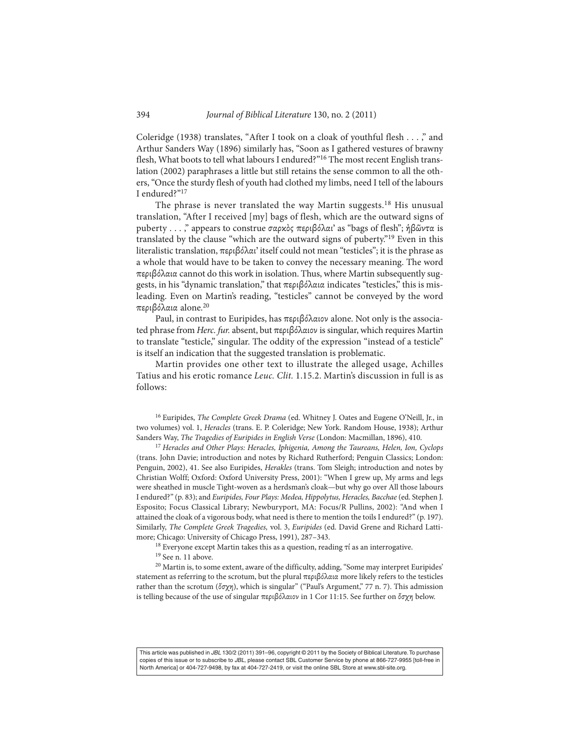Coleridge (1938) translates, "After I took on a cloak of youthful flesh . . . ," and Arthur Sanders Way (1896) similarly has, "Soon as I gathered vestures of brawny flesh, What boots to tell what labours I endured?"[16] The most recent English translation (2002) paraphrases a little but still retains the sense common to all the others, "Once the sturdy flesh of youth had clothed my limbs, need I tell of the labours I endured?"[17]

The phrase is never translated the way Martin suggests.[18] His unusual translation, "After I received [my] bags of flesh, which are the outward signs of puberty . . . ," appears to construe σαρκὸς περιβόλαι' as "bags of flesh"; ἡβῶντα is translated by the clause "which are the outward signs of puberty."[19] Even in this literalistic translation, περιβόλαι' itself could not mean "testicles"; it is the phrase as a whole that would have to be taken to convey the necessary meaning. The word περιβόλαια cannot do this work in isolation. Thus, where Martin subsequently suggests, in his "dynamic translation," that περιβόλαια indicates "testicles," this is misleading. Even on Martin's reading, "testicles" cannot be conveyed by the word περιβόλαια alone.[20]

Paul, in contrast to Euripides, has περιβόλαιον alone. Not only is the associated phrase from *Herc. fur.* absent, but περιβόλαιον is singular, which requires Martin to translate "testicle," singular. The oddity of the expression "instead of a testicle" is itself an indication that the suggested translation is problematic.

Martin provides one other text to illustrate the alleged usage, Achilles Tatius and his erotic romance *Leuc. Clit.* 1.15.2. Martin's discussion in full is as follows:

---

[16] Euripides, *The Complete Greek Drama* (ed. Whitney J. Oates and Eugene O'Neill, Jr., in two volumes) vol. 1, *Heracles* (trans. E. P. Coleridge; New York. Random House, 1938); Arthur Sanders Way, *The Tragedies of Euripides in English Verse* (London: Macmillan, 1896), 410.

[17] *Heracles and Other Plays: Heracles, Iphigenia, Among the Taureans, Helen, Ion, Cyclops* (trans. John Davie; introduction and notes by Richard Rutherford; Penguin Classics; London: Penguin, 2002), 41. See also Euripides, *Herakles* (trans. Tom Sleigh; introduction and notes by Christian Wolff; Oxford: Oxford University Press, 2001): "When I grew up, My arms and legs were sheathed in muscle Tight-woven as a herdsman's cloak—but why go over All those labours I endured?" (p. 83); and *Euripides, Four Plays: Medea, Hippolytus, Heracles, Bacchae* (ed. Stephen J. Esposito; Focus Classical Library; Newburyport, MA: Focus/R Pullins, 2002): "And when I attained the cloak of a vigorous body, what need is there to mention the toils I endured?" (p. 197). Similarly, *The Complete Greek Tragedies,* vol. 3, *Euripides* (ed. David Grene and Richard Lattimore; Chicago: University of Chicago Press, 1991), 287–343.

[18] Everyone except Martin takes this as a question, reading τί as an interrogative.

[19] See n. 11 above.

[20] Martin is, to some extent, aware of the difficulty, adding, "Some may interpret Euripides' statement as referring to the scrotum, but the plural περιβόλαια more likely refers to the testicles rather than the scrotum (ὄσχη), which is singular" ("Paul's Argument," 77 n. 7). This admission is telling because of the use of singular περιβόλαιον in 1 Cor 11:15. See further on ὄσχη below.

This article was published in *JBL* 130/2 (2011) 391–96, copyright © 2011 by the Society of Biblical Literature. To purchase copies of this issue or to subscribe to *JBL*, please contact SBL Customer Service by phone at 866-727-9955 [toll-free in North America] or 404-727-9498, by fax at 404-727-2419, or visit the online SBL Store at www.sbl-site.org.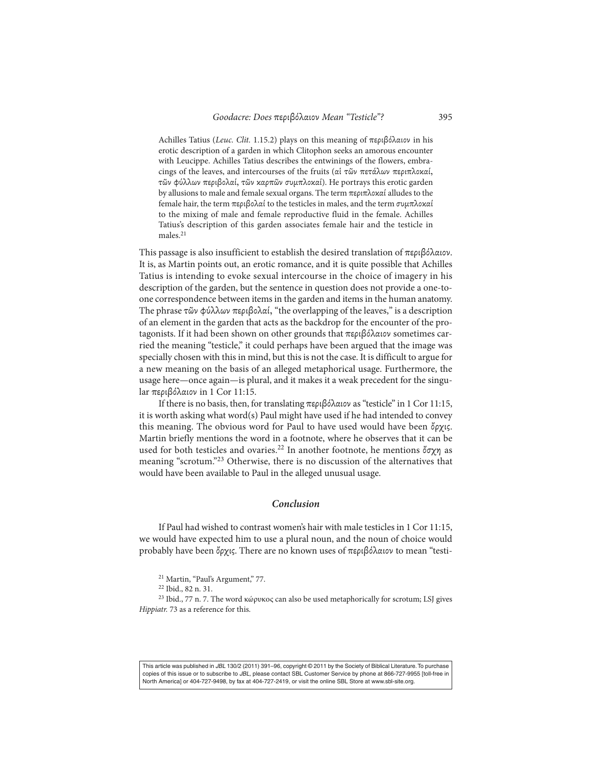> Achilles Tatius (*Leuc. Clit.* 1.15.2) plays on this meaning of περιβόλαιον in his erotic description of a garden in which Clitophon seeks an amorous encounter with Leucippe. Achilles Tatius describes the entwinings of the flowers, embracings of the leaves, and intercourses of the fruits (αἱ τῶν πετάλων περιπλοκαί, τῶν φύλλων περιβολαί, τῶν καρπῶν συμπλοκαί). He portrays this erotic garden by allusions to male and female sexual organs. The term περιπλοκαί alludes to the female hair, the term περιβολαί to the testicles in males, and the term συμπλοκαί to the mixing of male and female reproductive fluid in the female. Achilles Tatius's description of this garden associates female hair and the testicle in males.[21]

This passage is also insufficient to establish the desired translation of περιβόλαιον. It is, as Martin points out, an erotic romance, and it is quite possible that Achilles Tatius is intending to evoke sexual intercourse in the choice of imagery in his description of the garden, but the sentence in question does not provide a one-to-one correspondence between items in the garden and items in the human anatomy. The phrase τῶν φύλλων περιβολαί, "the overlapping of the leaves," is a description of an element in the garden that acts as the backdrop for the encounter of the protagonists. If it had been shown on other grounds that περιβόλαιον sometimes carried the meaning "testicle," it could perhaps have been argued that the image was specially chosen with this in mind, but this is not the case. It is difficult to argue for a new meaning on the basis of an alleged metaphorical usage. Furthermore, the usage here—once again—is plural, and it makes it a weak precedent for the singular περιβόλαιον in 1 Cor 11:15.

If there is no basis, then, for translating περιβόλαιον as "testicle" in 1 Cor 11:15, it is worth asking what word(s) Paul might have used if he had intended to convey this meaning. The obvious word for Paul to have used would have been ὄρχις. Martin briefly mentions the word in a footnote, where he observes that it can be used for both testicles and ovaries.[22] In another footnote, he mentions ὄσχη as meaning "scrotum."[23] Otherwise, there is no discussion of the alternatives that would have been available to Paul in the alleged unusual usage.

### *Conclusion*

If Paul had wished to contrast women's hair with male testicles in 1 Cor 11:15, we would have expected him to use a plural noun, and the noun of choice would probably have been ὄρχις. There are no known uses of περιβόλαιον to mean "testi-

[21] Martin, "Paul's Argument," 77.

[22] Ibid., 82 n. 31.

[23] Ibid., 77 n. 7. The word κώρυκος can also be used metaphorically for scrotum; LSJ gives *Hippiatr.* 73 as a reference for this.

This article was published in *JBL* 130/2 (2011) 391–96, copyright © 2011 by the Society of Biblical Literature. To purchase copies of this issue or to subscribe to *JBL*, please contact SBL Customer Service by phone at 866-727-9955 [toll-free in North America] or 404-727-9498, by fax at 404-727-2419, or visit the online SBL Store at www.sbl-site.org.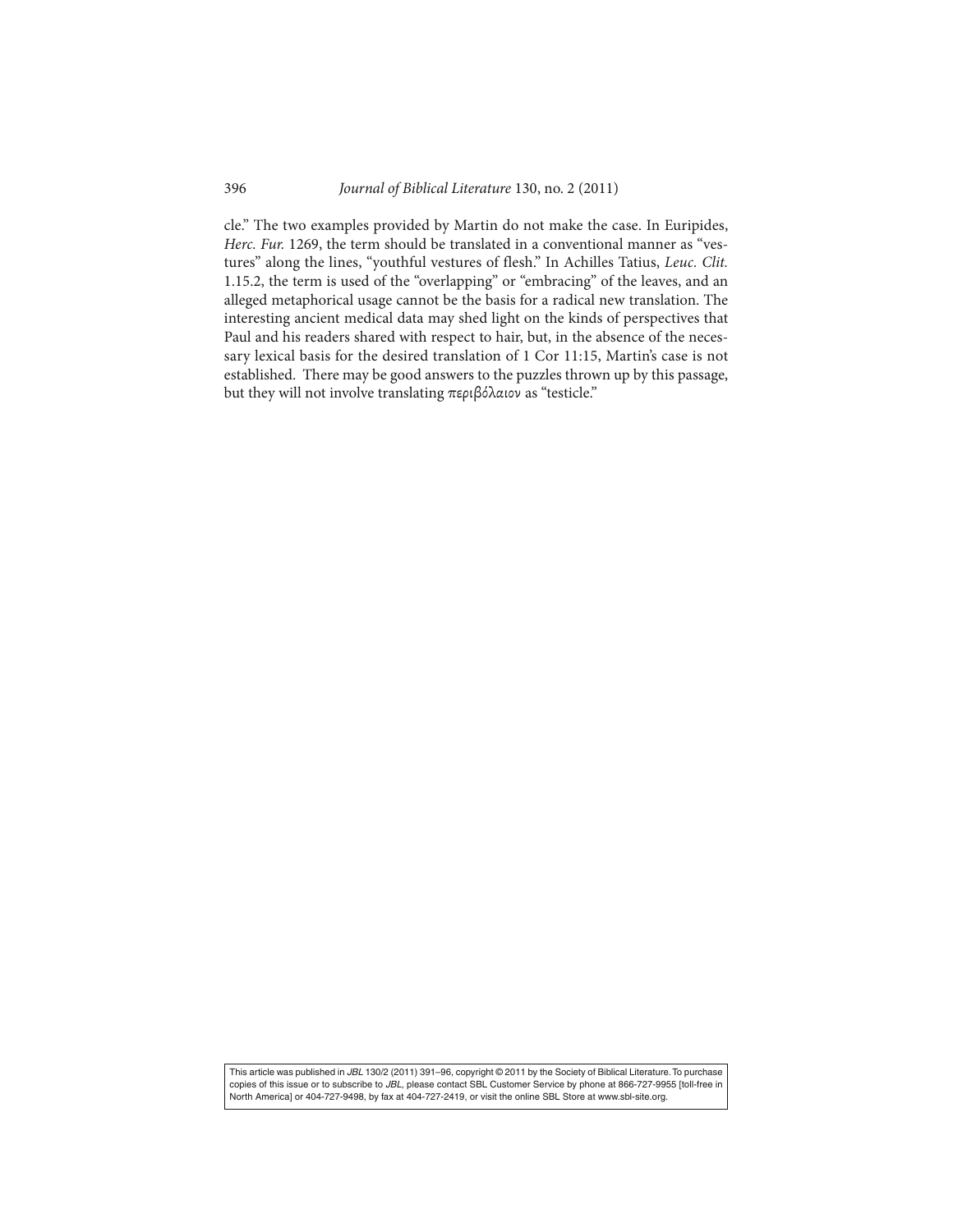cle." The two examples provided by Martin do not make the case. In Euripides, *Herc. Fur.* 1269, the term should be translated in a conventional manner as "vestures" along the lines, "youthful vestures of flesh." In Achilles Tatius, *Leuc. Clit.* 1.15.2, the term is used of the "overlapping" or "embracing" of the leaves, and an alleged metaphorical usage cannot be the basis for a radical new translation. The interesting ancient medical data may shed light on the kinds of perspectives that Paul and his readers shared with respect to hair, but, in the absence of the necessary lexical basis for the desired translation of 1 Cor 11:15, Martin's case is not established. There may be good answers to the puzzles thrown up by this passage, but they will not involve translating περιβόλαιον as "testicle."

This article was published in *JBL* 130/2 (2011) 391–96, copyright © 2011 by the Society of Biblical Literature. To purchase copies of this issue or to subscribe to *JBL*, please contact SBL Customer Service by phone at 866-727-9955 [toll-free in North America] or 404-727-9498, by fax at 404-727-2419, or visit the online SBL Store at www.sbl-site.org.